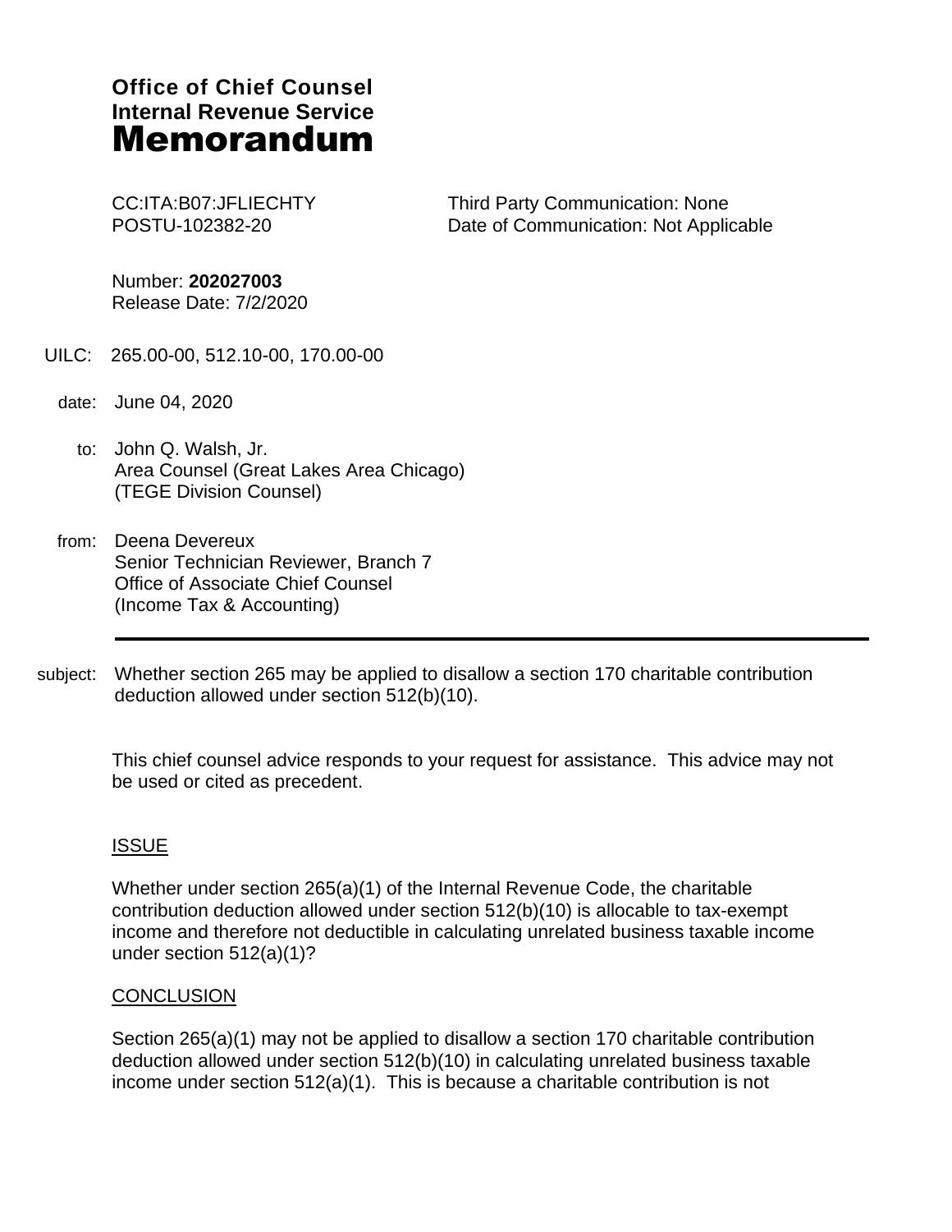**Office of Chief Counsel**
**Internal Revenue Service**
# Memorandum

CC:ITA:B07:JFLIECHTY
POSTU-102382-20

Third Party Communication: None
Date of Communication: Not Applicable

Number: **202027003**
Release Date: 7/2/2020

UILC: 265.00-00, 512.10-00, 170.00-00

date: June 04, 2020

to: John Q. Walsh, Jr.
Area Counsel (Great Lakes Area Chicago)
(TEGE Division Counsel)

from: Deena Devereux
Senior Technician Reviewer, Branch 7
Office of Associate Chief Counsel
(Income Tax & Accounting)

---

subject: Whether section 265 may be applied to disallow a section 170 charitable contribution deduction allowed under section 512(b)(10).

This chief counsel advice responds to your request for assistance. This advice may not be used or cited as precedent.

## ISSUE

Whether under section 265(a)(1) of the Internal Revenue Code, the charitable contribution deduction allowed under section 512(b)(10) is allocable to tax-exempt income and therefore not deductible in calculating unrelated business taxable income under section 512(a)(1)?

## CONCLUSION

Section 265(a)(1) may not be applied to disallow a section 170 charitable contribution deduction allowed under section 512(b)(10) in calculating unrelated business taxable income under section 512(a)(1). This is because a charitable contribution is not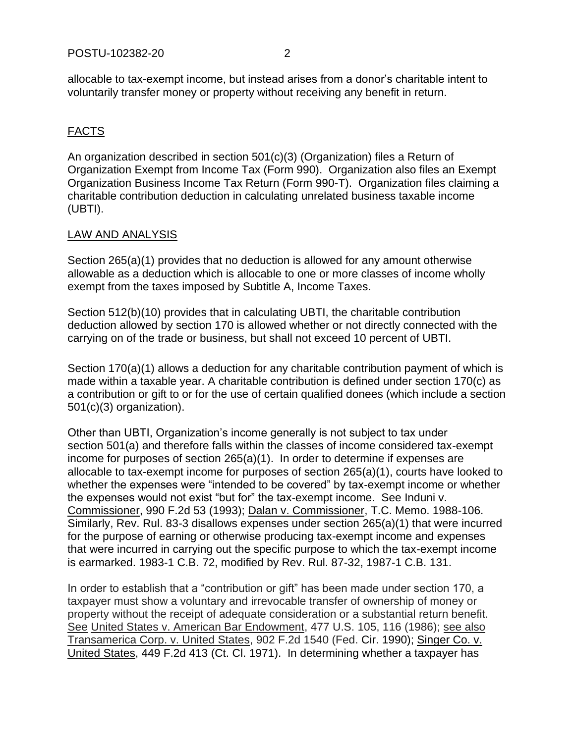allocable to tax-exempt income, but instead arises from a donor's charitable intent to voluntarily transfer money or property without receiving any benefit in return.

## FACTS

An organization described in section 501(c)(3) (Organization) files a Return of Organization Exempt from Income Tax (Form 990). Organization also files an Exempt Organization Business Income Tax Return (Form 990-T). Organization files claiming a charitable contribution deduction in calculating unrelated business taxable income (UBTI).

## LAW AND ANALYSIS

Section 265(a)(1) provides that no deduction is allowed for any amount otherwise allowable as a deduction which is allocable to one or more classes of income wholly exempt from the taxes imposed by Subtitle A, Income Taxes.

Section 512(b)(10) provides that in calculating UBTI, the charitable contribution deduction allowed by section 170 is allowed whether or not directly connected with the carrying on of the trade or business, but shall not exceed 10 percent of UBTI.

Section 170(a)(1) allows a deduction for any charitable contribution payment of which is made within a taxable year. A charitable contribution is defined under section 170(c) as a contribution or gift to or for the use of certain qualified donees (which include a section 501(c)(3) organization).

Other than UBTI, Organization's income generally is not subject to tax under section 501(a) and therefore falls within the classes of income considered tax-exempt income for purposes of section 265(a)(1). In order to determine if expenses are allocable to tax-exempt income for purposes of section 265(a)(1), courts have looked to whether the expenses were "intended to be covered" by tax-exempt income or whether the expenses would not exist "but for" the tax-exempt income. See Induni v. Commissioner, 990 F.2d 53 (1993); Dalan v. Commissioner, T.C. Memo. 1988-106. Similarly, Rev. Rul. 83-3 disallows expenses under section 265(a)(1) that were incurred for the purpose of earning or otherwise producing tax-exempt income and expenses that were incurred in carrying out the specific purpose to which the tax-exempt income is earmarked. 1983-1 C.B. 72, modified by Rev. Rul. 87-32, 1987-1 C.B. 131.

In order to establish that a "contribution or gift" has been made under section 170, a taxpayer must show a voluntary and irrevocable transfer of ownership of money or property without the receipt of adequate consideration or a substantial return benefit. See United States v. American Bar Endowment, 477 U.S. 105, 116 (1986); see also Transamerica Corp. v. United States, 902 F.2d 1540 (Fed. Cir. 1990); Singer Co. v. United States, 449 F.2d 413 (Ct. Cl. 1971). In determining whether a taxpayer has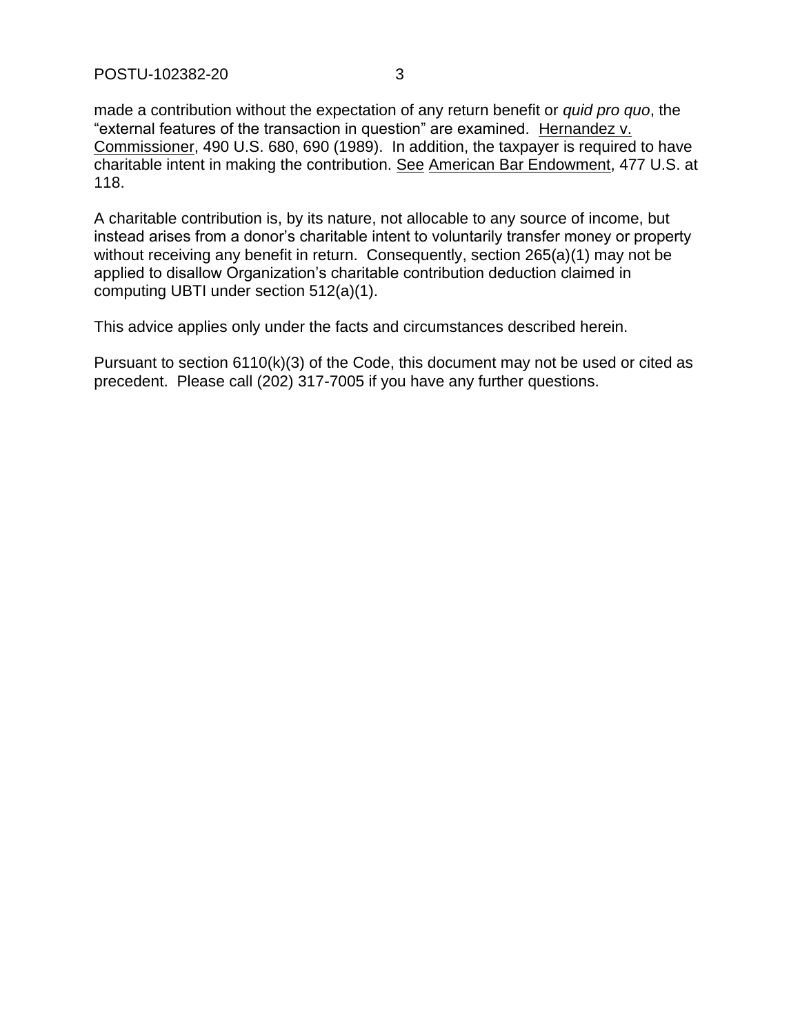made a contribution without the expectation of any return benefit or *quid pro quo*, the "external features of the transaction in question" are examined. Hernandez v. Commissioner, 490 U.S. 680, 690 (1989). In addition, the taxpayer is required to have charitable intent in making the contribution. See American Bar Endowment, 477 U.S. at 118.

A charitable contribution is, by its nature, not allocable to any source of income, but instead arises from a donor's charitable intent to voluntarily transfer money or property without receiving any benefit in return. Consequently, section 265(a)(1) may not be applied to disallow Organization's charitable contribution deduction claimed in computing UBTI under section 512(a)(1).

This advice applies only under the facts and circumstances described herein.

Pursuant to section 6110(k)(3) of the Code, this document may not be used or cited as precedent. Please call (202) 317-7005 if you have any further questions.